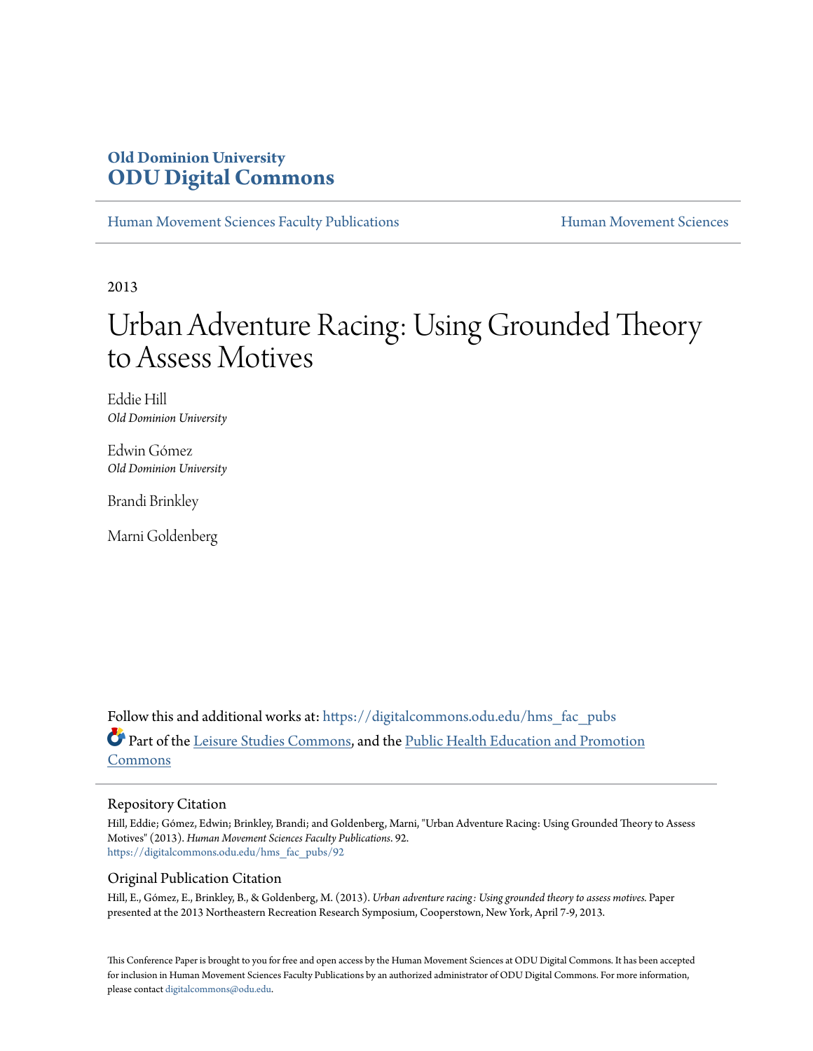Old Dominion University
**ODU Digital Commons**

Human Movement Sciences Faculty Publications | Human Movement Sciences

2013

# Urban Adventure Racing: Using Grounded Theory to Assess Motives

Eddie Hill
*Old Dominion University*

Edwin Gómez
*Old Dominion University*

Brandi Brinkley

Marni Goldenberg

Follow this and additional works at: https://digitalcommons.odu.edu/hms_fac_pubs

Part of the Leisure Studies Commons, and the Public Health Education and Promotion Commons

## Repository Citation

Hill, Eddie; Gómez, Edwin; Brinkley, Brandi; and Goldenberg, Marni, "Urban Adventure Racing: Using Grounded Theory to Assess Motives" (2013). *Human Movement Sciences Faculty Publications*. 92.
https://digitalcommons.odu.edu/hms_fac_pubs/92

## Original Publication Citation

Hill, E., Gómez, E., Brinkley, B., & Goldenberg, M. (2013). *Urban adventure racing: Using grounded theory to assess motives.* Paper presented at the 2013 Northeastern Recreation Research Symposium, Cooperstown, New York, April 7-9, 2013.

This Conference Paper is brought to you for free and open access by the Human Movement Sciences at ODU Digital Commons. It has been accepted for inclusion in Human Movement Sciences Faculty Publications by an authorized administrator of ODU Digital Commons. For more information, please contact digitalcommons@odu.edu.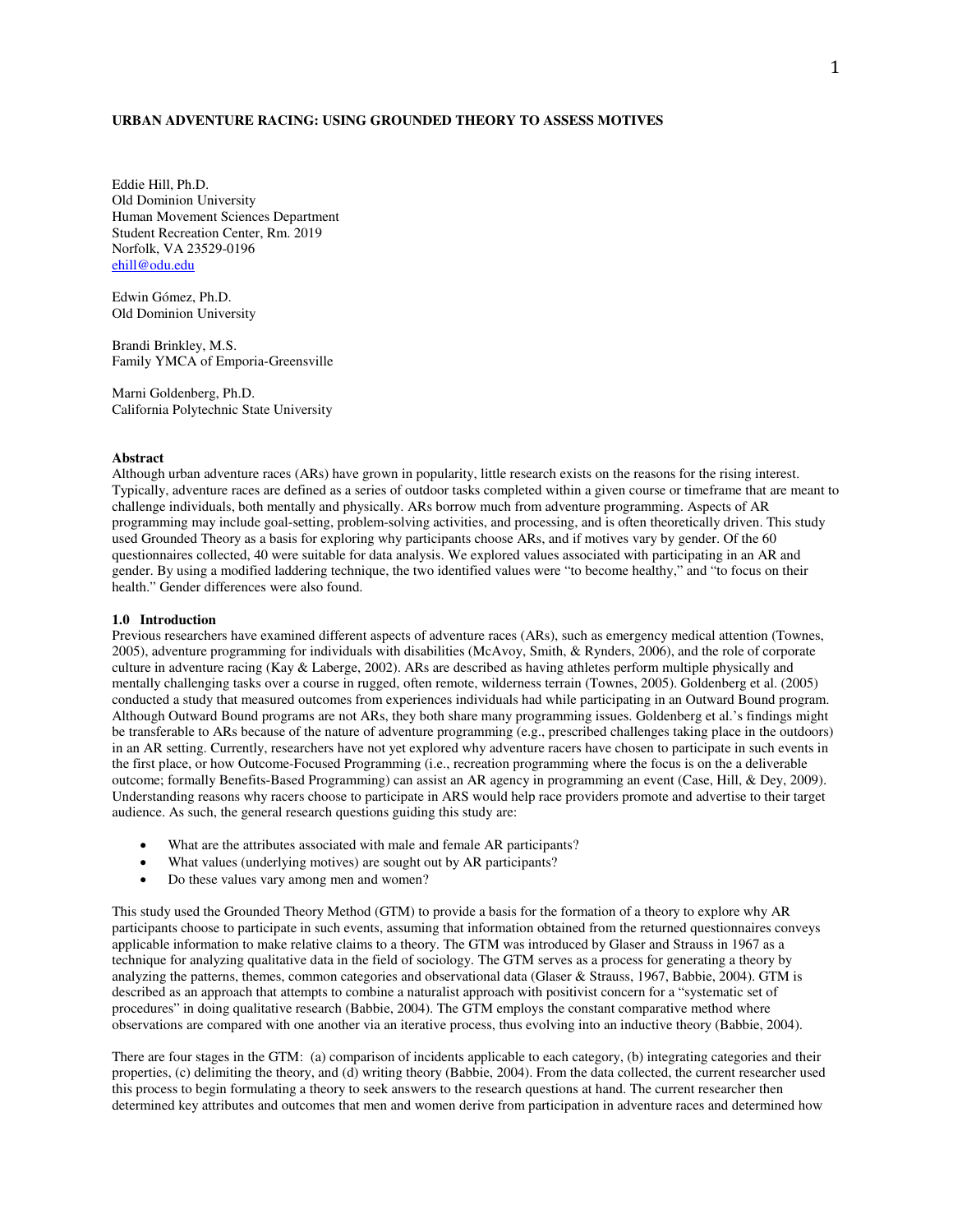**URBAN ADVENTURE RACING: USING GROUNDED THEORY TO ASSESS MOTIVES**

Eddie Hill, Ph.D.
Old Dominion University
Human Movement Sciences Department
Student Recreation Center, Rm. 2019
Norfolk, VA 23529-0196
ehill@odu.edu

Edwin Gómez, Ph.D.
Old Dominion University

Brandi Brinkley, M.S.
Family YMCA of Emporia-Greensville

Marni Goldenberg, Ph.D.
California Polytechnic State University

**Abstract**

Although urban adventure races (ARs) have grown in popularity, little research exists on the reasons for the rising interest. Typically, adventure races are defined as a series of outdoor tasks completed within a given course or timeframe that are meant to challenge individuals, both mentally and physically. ARs borrow much from adventure programming. Aspects of AR programming may include goal-setting, problem-solving activities, and processing, and is often theoretically driven. This study used Grounded Theory as a basis for exploring why participants choose ARs, and if motives vary by gender. Of the 60 questionnaires collected, 40 were suitable for data analysis. We explored values associated with participating in an AR and gender. By using a modified laddering technique, the two identified values were "to become healthy," and "to focus on their health." Gender differences were also found.

**1.0 Introduction**

Previous researchers have examined different aspects of adventure races (ARs), such as emergency medical attention (Townes, 2005), adventure programming for individuals with disabilities (McAvoy, Smith, & Rynders, 2006), and the role of corporate culture in adventure racing (Kay & Laberge, 2002). ARs are described as having athletes perform multiple physically and mentally challenging tasks over a course in rugged, often remote, wilderness terrain (Townes, 2005). Goldenberg et al. (2005) conducted a study that measured outcomes from experiences individuals had while participating in an Outward Bound program. Although Outward Bound programs are not ARs, they both share many programming issues. Goldenberg et al.'s findings might be transferable to ARs because of the nature of adventure programming (e.g., prescribed challenges taking place in the outdoors) in an AR setting. Currently, researchers have not yet explored why adventure racers have chosen to participate in such events in the first place, or how Outcome-Focused Programming (i.e., recreation programming where the focus is on the a deliverable outcome; formally Benefits-Based Programming) can assist an AR agency in programming an event (Case, Hill, & Dey, 2009). Understanding reasons why racers choose to participate in ARS would help race providers promote and advertise to their target audience. As such, the general research questions guiding this study are:

- What are the attributes associated with male and female AR participants?
- What values (underlying motives) are sought out by AR participants?
- Do these values vary among men and women?

This study used the Grounded Theory Method (GTM) to provide a basis for the formation of a theory to explore why AR participants choose to participate in such events, assuming that information obtained from the returned questionnaires conveys applicable information to make relative claims to a theory. The GTM was introduced by Glaser and Strauss in 1967 as a technique for analyzing qualitative data in the field of sociology. The GTM serves as a process for generating a theory by analyzing the patterns, themes, common categories and observational data (Glaser & Strauss, 1967, Babbie, 2004). GTM is described as an approach that attempts to combine a naturalist approach with positivist concern for a "systematic set of procedures" in doing qualitative research (Babbie, 2004). The GTM employs the constant comparative method where observations are compared with one another via an iterative process, thus evolving into an inductive theory (Babbie, 2004).

There are four stages in the GTM: (a) comparison of incidents applicable to each category, (b) integrating categories and their properties, (c) delimiting the theory, and (d) writing theory (Babbie, 2004). From the data collected, the current researcher used this process to begin formulating a theory to seek answers to the research questions at hand. The current researcher then determined key attributes and outcomes that men and women derive from participation in adventure races and determined how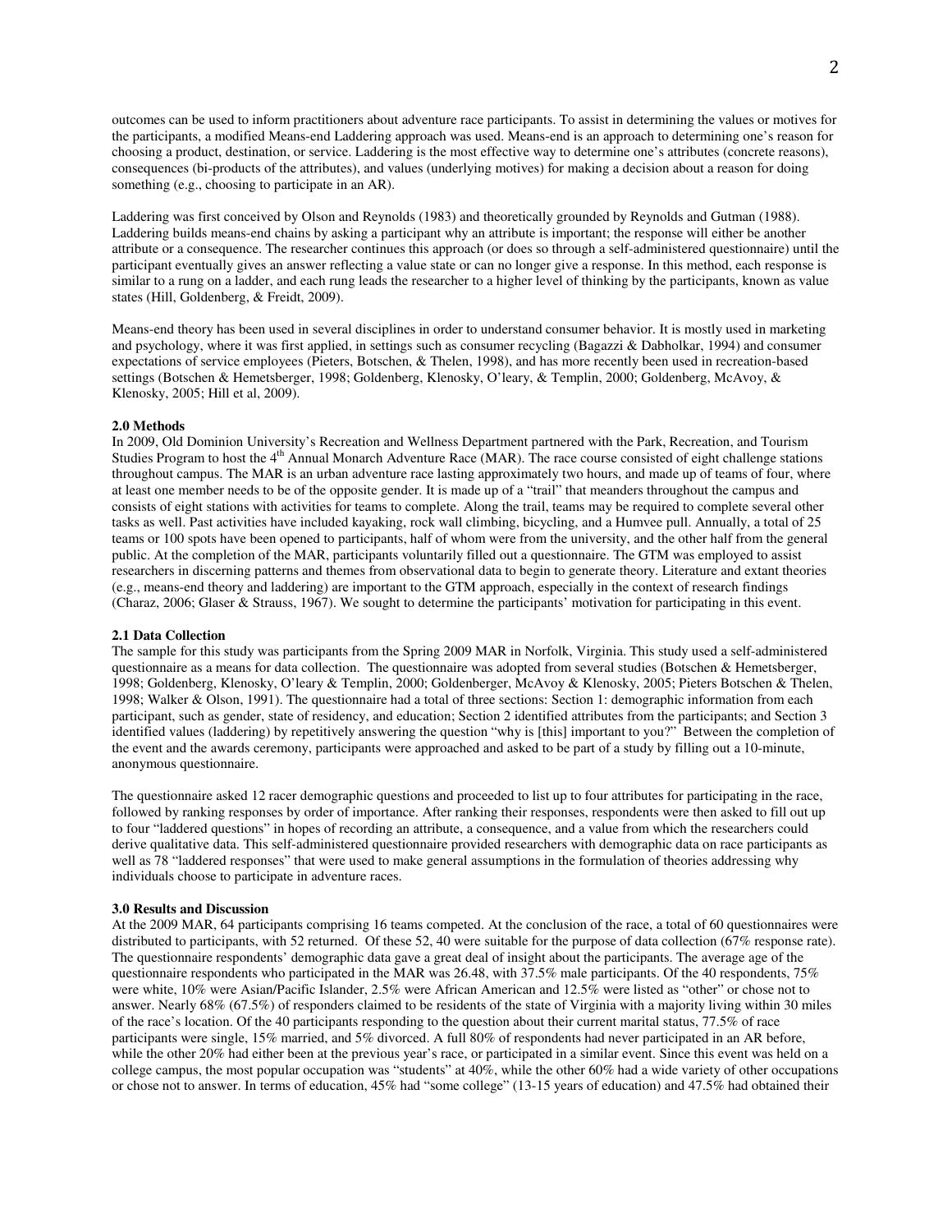outcomes can be used to inform practitioners about adventure race participants. To assist in determining the values or motives for the participants, a modified Means-end Laddering approach was used. Means-end is an approach to determining one's reason for choosing a product, destination, or service. Laddering is the most effective way to determine one's attributes (concrete reasons), consequences (bi-products of the attributes), and values (underlying motives) for making a decision about a reason for doing something (e.g., choosing to participate in an AR).

Laddering was first conceived by Olson and Reynolds (1983) and theoretically grounded by Reynolds and Gutman (1988). Laddering builds means-end chains by asking a participant why an attribute is important; the response will either be another attribute or a consequence. The researcher continues this approach (or does so through a self-administered questionnaire) until the participant eventually gives an answer reflecting a value state or can no longer give a response. In this method, each response is similar to a rung on a ladder, and each rung leads the researcher to a higher level of thinking by the participants, known as value states (Hill, Goldenberg, & Freidt, 2009).

Means-end theory has been used in several disciplines in order to understand consumer behavior. It is mostly used in marketing and psychology, where it was first applied, in settings such as consumer recycling (Bagazzi & Dabholkar, 1994) and consumer expectations of service employees (Pieters, Botschen, & Thelen, 1998), and has more recently been used in recreation-based settings (Botschen & Hemetsberger, 1998; Goldenberg, Klenosky, O'leary, & Templin, 2000; Goldenberg, McAvoy, & Klenosky, 2005; Hill et al, 2009).

## 2.0 Methods

In 2009, Old Dominion University's Recreation and Wellness Department partnered with the Park, Recreation, and Tourism Studies Program to host the 4th Annual Monarch Adventure Race (MAR). The race course consisted of eight challenge stations throughout campus. The MAR is an urban adventure race lasting approximately two hours, and made up of teams of four, where at least one member needs to be of the opposite gender. It is made up of a "trail" that meanders throughout the campus and consists of eight stations with activities for teams to complete. Along the trail, teams may be required to complete several other tasks as well. Past activities have included kayaking, rock wall climbing, bicycling, and a Humvee pull. Annually, a total of 25 teams or 100 spots have been opened to participants, half of whom were from the university, and the other half from the general public. At the completion of the MAR, participants voluntarily filled out a questionnaire. The GTM was employed to assist researchers in discerning patterns and themes from observational data to begin to generate theory. Literature and extant theories (e.g., means-end theory and laddering) are important to the GTM approach, especially in the context of research findings (Charaz, 2006; Glaser & Strauss, 1967). We sought to determine the participants' motivation for participating in this event.

### 2.1 Data Collection

The sample for this study was participants from the Spring 2009 MAR in Norfolk, Virginia. This study used a self-administered questionnaire as a means for data collection. The questionnaire was adopted from several studies (Botschen & Hemetsberger, 1998; Goldenberg, Klenosky, O'leary & Templin, 2000; Goldenberger, McAvoy & Klenosky, 2005; Pieters Botschen & Thelen, 1998; Walker & Olson, 1991). The questionnaire had a total of three sections: Section 1: demographic information from each participant, such as gender, state of residency, and education; Section 2 identified attributes from the participants; and Section 3 identified values (laddering) by repetitively answering the question "why is [this] important to you?" Between the completion of the event and the awards ceremony, participants were approached and asked to be part of a study by filling out a 10-minute, anonymous questionnaire.

The questionnaire asked 12 racer demographic questions and proceeded to list up to four attributes for participating in the race, followed by ranking responses by order of importance. After ranking their responses, respondents were then asked to fill out up to four "laddered questions" in hopes of recording an attribute, a consequence, and a value from which the researchers could derive qualitative data. This self-administered questionnaire provided researchers with demographic data on race participants as well as 78 "laddered responses" that were used to make general assumptions in the formulation of theories addressing why individuals choose to participate in adventure races.

## 3.0 Results and Discussion

At the 2009 MAR, 64 participants comprising 16 teams competed. At the conclusion of the race, a total of 60 questionnaires were distributed to participants, with 52 returned. Of these 52, 40 were suitable for the purpose of data collection (67% response rate). The questionnaire respondents' demographic data gave a great deal of insight about the participants. The average age of the questionnaire respondents who participated in the MAR was 26.48, with 37.5% male participants. Of the 40 respondents, 75% were white, 10% were Asian/Pacific Islander, 2.5% were African American and 12.5% were listed as "other" or chose not to answer. Nearly 68% (67.5%) of responders claimed to be residents of the state of Virginia with a majority living within 30 miles of the race's location. Of the 40 participants responding to the question about their current marital status, 77.5% of race participants were single, 15% married, and 5% divorced. A full 80% of respondents had never participated in an AR before, while the other 20% had either been at the previous year's race, or participated in a similar event. Since this event was held on a college campus, the most popular occupation was "students" at 40%, while the other 60% had a wide variety of other occupations or chose not to answer. In terms of education, 45% had "some college" (13-15 years of education) and 47.5% had obtained their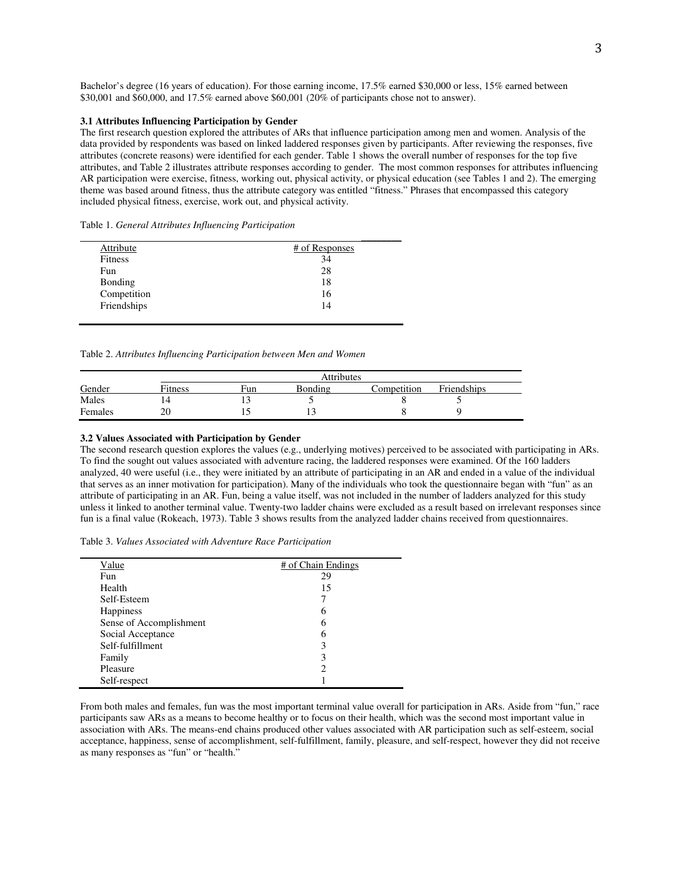Bachelor's degree (16 years of education). For those earning income, 17.5% earned $30,000 or less, 15% earned between $30,001 and $60,000, and 17.5% earned above $60,001 (20% of participants chose not to answer).

### 3.1 Attributes Influencing Participation by Gender

The first research question explored the attributes of ARs that influence participation among men and women. Analysis of the data provided by respondents was based on linked laddered responses given by participants. After reviewing the responses, five attributes (concrete reasons) were identified for each gender. Table 1 shows the overall number of responses for the top five attributes, and Table 2 illustrates attribute responses according to gender. The most common responses for attributes influencing AR participation were exercise, fitness, working out, physical activity, or physical education (see Tables 1 and 2). The emerging theme was based around fitness, thus the attribute category was entitled "fitness." Phrases that encompassed this category included physical fitness, exercise, work out, and physical activity.

Table 1. *General Attributes Influencing Participation*

| Attribute | # of Responses |
|---|---|
| Fitness | 34 |
| Fun | 28 |
| Bonding | 18 |
| Competition | 16 |
| Friendships | 14 |

Table 2. *Attributes Influencing Participation between Men and Women*

| | Attributes | | | | |
|---|---|---|---|---|---|
| Gender | Fitness | Fun | Bonding | Competition | Friendships |
| Males | 14 | 13 | 5 | 8 | 5 |
| Females | 20 | 15 | 13 | 8 | 9 |

### 3.2 Values Associated with Participation by Gender

The second research question explores the values (e.g., underlying motives) perceived to be associated with participating in ARs. To find the sought out values associated with adventure racing, the laddered responses were examined. Of the 160 ladders analyzed, 40 were useful (i.e., they were initiated by an attribute of participating in an AR and ended in a value of the individual that serves as an inner motivation for participation). Many of the individuals who took the questionnaire began with "fun" as an attribute of participating in an AR. Fun, being a value itself, was not included in the number of ladders analyzed for this study unless it linked to another terminal value. Twenty-two ladder chains were excluded as a result based on irrelevant responses since fun is a final value (Rokeach, 1973). Table 3 shows results from the analyzed ladder chains received from questionnaires.

Table 3. *Values Associated with Adventure Race Participation*

| Value | # of Chain Endings |
|---|---|
| Fun | 29 |
| Health | 15 |
| Self-Esteem | 7 |
| Happiness | 6 |
| Sense of Accomplishment | 6 |
| Social Acceptance | 6 |
| Self-fulfillment | 3 |
| Family | 3 |
| Pleasure | 2 |
| Self-respect | 1 |

From both males and females, fun was the most important terminal value overall for participation in ARs. Aside from "fun," race participants saw ARs as a means to become healthy or to focus on their health, which was the second most important value in association with ARs. The means-end chains produced other values associated with AR participation such as self-esteem, social acceptance, happiness, sense of accomplishment, self-fulfillment, family, pleasure, and self-respect, however they did not receive as many responses as "fun" or "health."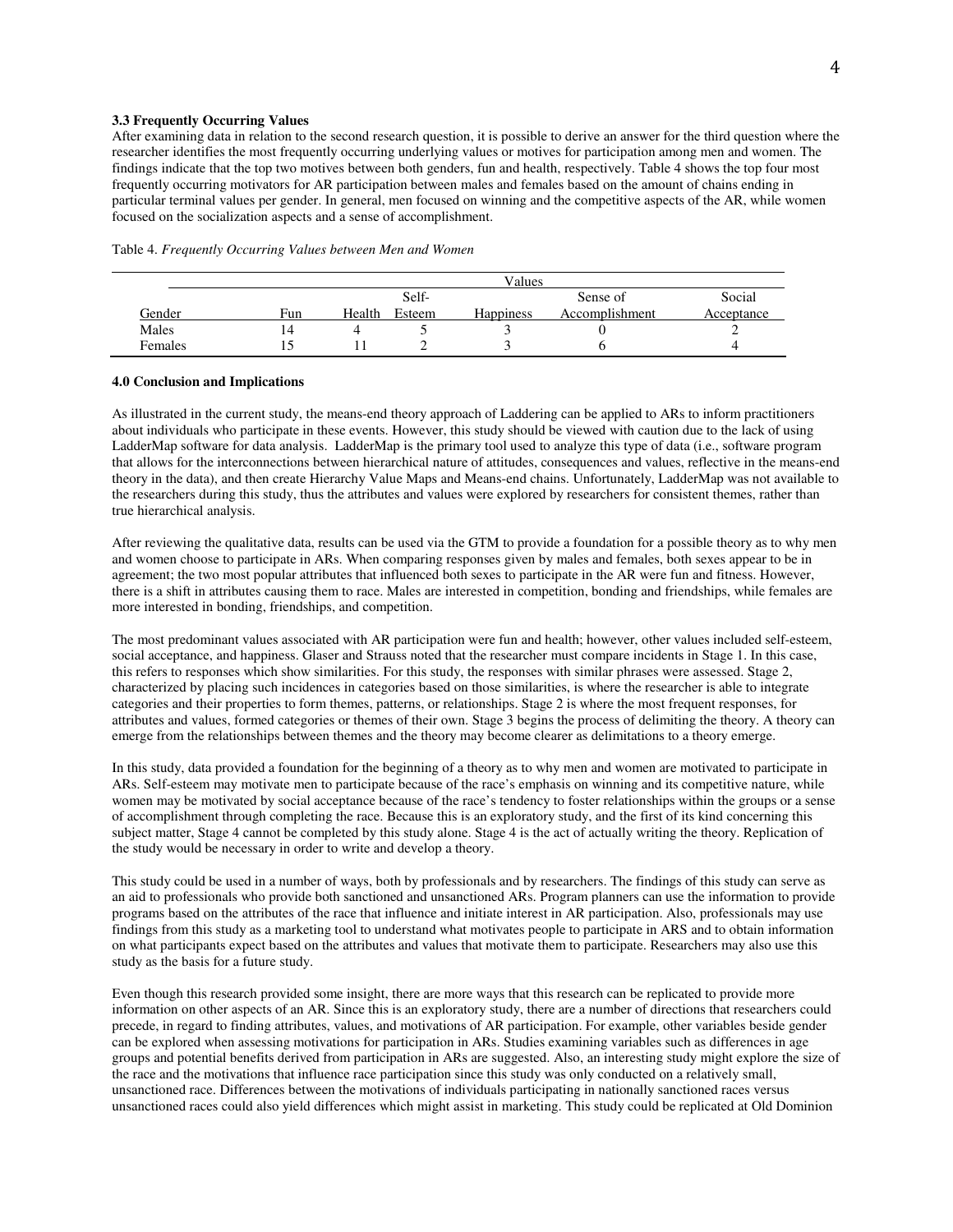### 3.3 Frequently Occurring Values

After examining data in relation to the second research question, it is possible to derive an answer for the third question where the researcher identifies the most frequently occurring underlying values or motives for participation among men and women. The findings indicate that the top two motives between both genders, fun and health, respectively. Table 4 shows the top four most frequently occurring motivators for AR participation between males and females based on the amount of chains ending in particular terminal values per gender. In general, men focused on winning and the competitive aspects of the AR, while women focused on the socialization aspects and a sense of accomplishment.

Table 4. *Frequently Occurring Values between Men and Women*

| | Values | | | | | |
|---|---|---|---|---|---|---|
| Gender | Fun | Health | Self-Esteem | Happiness | Sense of Accomplishment | Social Acceptance |
| Males | 14 | 4 | 5 | 3 | 0 | 2 |
| Females | 15 | 11 | 2 | 3 | 6 | 4 |

### 4.0 Conclusion and Implications

As illustrated in the current study, the means-end theory approach of Laddering can be applied to ARs to inform practitioners about individuals who participate in these events. However, this study should be viewed with caution due to the lack of using LadderMap software for data analysis. LadderMap is the primary tool used to analyze this type of data (i.e., software program that allows for the interconnections between hierarchical nature of attitudes, consequences and values, reflective in the means-end theory in the data), and then create Hierarchy Value Maps and Means-end chains. Unfortunately, LadderMap was not available to the researchers during this study, thus the attributes and values were explored by researchers for consistent themes, rather than true hierarchical analysis.

After reviewing the qualitative data, results can be used via the GTM to provide a foundation for a possible theory as to why men and women choose to participate in ARs. When comparing responses given by males and females, both sexes appear to be in agreement; the two most popular attributes that influenced both sexes to participate in the AR were fun and fitness. However, there is a shift in attributes causing them to race. Males are interested in competition, bonding and friendships, while females are more interested in bonding, friendships, and competition.

The most predominant values associated with AR participation were fun and health; however, other values included self-esteem, social acceptance, and happiness. Glaser and Strauss noted that the researcher must compare incidents in Stage 1. In this case, this refers to responses which show similarities. For this study, the responses with similar phrases were assessed. Stage 2, characterized by placing such incidences in categories based on those similarities, is where the researcher is able to integrate categories and their properties to form themes, patterns, or relationships. Stage 2 is where the most frequent responses, for attributes and values, formed categories or themes of their own. Stage 3 begins the process of delimiting the theory. A theory can emerge from the relationships between themes and the theory may become clearer as delimitations to a theory emerge.

In this study, data provided a foundation for the beginning of a theory as to why men and women are motivated to participate in ARs. Self-esteem may motivate men to participate because of the race's emphasis on winning and its competitive nature, while women may be motivated by social acceptance because of the race's tendency to foster relationships within the groups or a sense of accomplishment through completing the race. Because this is an exploratory study, and the first of its kind concerning this subject matter, Stage 4 cannot be completed by this study alone. Stage 4 is the act of actually writing the theory. Replication of the study would be necessary in order to write and develop a theory.

This study could be used in a number of ways, both by professionals and by researchers. The findings of this study can serve as an aid to professionals who provide both sanctioned and unsanctioned ARs. Program planners can use the information to provide programs based on the attributes of the race that influence and initiate interest in AR participation. Also, professionals may use findings from this study as a marketing tool to understand what motivates people to participate in ARS and to obtain information on what participants expect based on the attributes and values that motivate them to participate. Researchers may also use this study as the basis for a future study.

Even though this research provided some insight, there are more ways that this research can be replicated to provide more information on other aspects of an AR. Since this is an exploratory study, there are a number of directions that researchers could precede, in regard to finding attributes, values, and motivations of AR participation. For example, other variables beside gender can be explored when assessing motivations for participation in ARs. Studies examining variables such as differences in age groups and potential benefits derived from participation in ARs are suggested. Also, an interesting study might explore the size of the race and the motivations that influence race participation since this study was only conducted on a relatively small, unsanctioned race. Differences between the motivations of individuals participating in nationally sanctioned races versus unsanctioned races could also yield differences which might assist in marketing. This study could be replicated at Old Dominion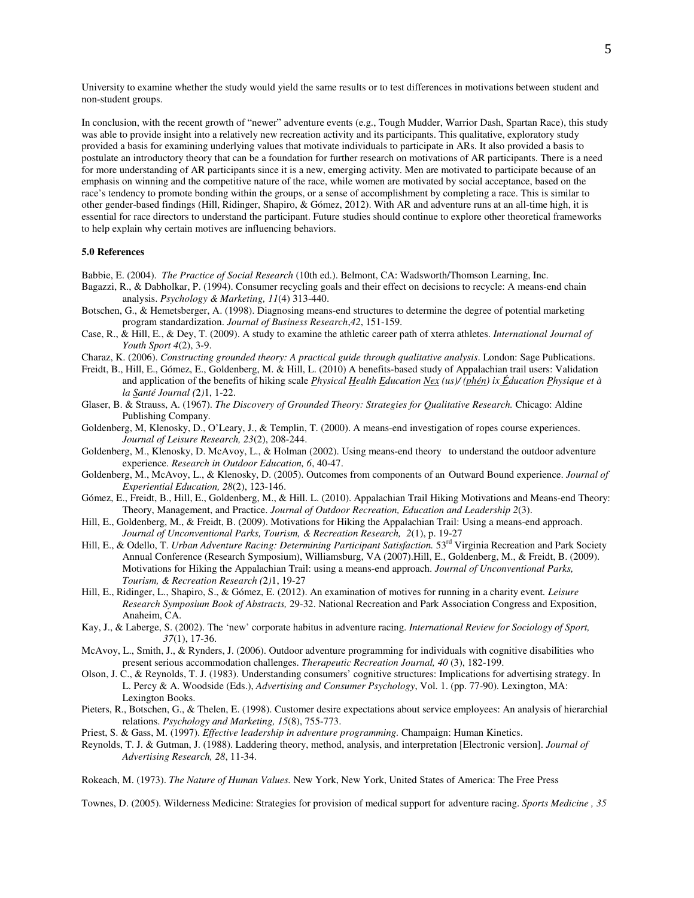University to examine whether the study would yield the same results or to test differences in motivations between student and non-student groups.

In conclusion, with the recent growth of "newer" adventure events (e.g., Tough Mudder, Warrior Dash, Spartan Race), this study was able to provide insight into a relatively new recreation activity and its participants. This qualitative, exploratory study provided a basis for examining underlying values that motivate individuals to participate in ARs. It also provided a basis to postulate an introductory theory that can be a foundation for further research on motivations of AR participants. There is a need for more understanding of AR participants since it is a new, emerging activity. Men are motivated to participate because of an emphasis on winning and the competitive nature of the race, while women are motivated by social acceptance, based on the race's tendency to promote bonding within the groups, or a sense of accomplishment by completing a race. This is similar to other gender-based findings (Hill, Ridinger, Shapiro, & Gómez, 2012). With AR and adventure runs at an all-time high, it is essential for race directors to understand the participant. Future studies should continue to explore other theoretical frameworks to help explain why certain motives are influencing behaviors.

### 5.0 References

Babbie, E. (2004). *The Practice of Social Research* (10th ed.). Belmont, CA: Wadsworth/Thomson Learning, Inc.

Bagazzi, R., & Dabholkar, P. (1994). Consumer recycling goals and their effect on decisions to recycle: A means-end chain analysis. *Psychology & Marketing, 11*(4) 313-440.

Botschen, G., & Hemetsberger, A. (1998). Diagnosing means-end structures to determine the degree of potential marketing program standardization. *Journal of Business Research*,*42*, 151-159.

Case, R., & Hill, E., & Dey, T. (2009). A study to examine the athletic career path of xterra athletes. *International Journal of Youth Sport 4*(2), 3-9.

Charaz, K. (2006). *Constructing grounded theory: A practical guide through qualitative analysis*. London: Sage Publications.

Freidt, B., Hill, E., Gómez, E., Goldenberg, M. & Hill, L. (2010) A benefits-based study of Appalachian trail users: Validation and application of the benefits of hiking scale *Physical Health Education Nex (us)/ (phén) ix Éducation Physique et à la Santé Journal (*2*)*1, 1-22.

Glaser, B. & Strauss, A. (1967). *The Discovery of Grounded Theory: Strategies for Qualitative Research.* Chicago: Aldine Publishing Company.

Goldenberg, M, Klenosky, D., O'Leary, J., & Templin, T. (2000). A means-end investigation of ropes course experiences. *Journal of Leisure Research, 23*(2), 208-244.

Goldenberg, M., Klenosky, D. McAvoy, L., & Holman (2002). Using means-end theory to understand the outdoor adventure experience. *Research in Outdoor Education, 6*, 40-47.

Goldenberg, M., McAvoy, L., & Klenosky, D. (2005). Outcomes from components of an Outward Bound experience. *Journal of Experiential Education, 28*(2), 123-146.

Gómez, E., Freidt, B., Hill, E., Goldenberg, M., & Hill. L. (2010). Appalachian Trail Hiking Motivations and Means-end Theory: Theory, Management, and Practice. *Journal of Outdoor Recreation, Education and Leadership 2*(3).

Hill, E., Goldenberg, M., & Freidt, B. (2009). Motivations for Hiking the Appalachian Trail: Using a means-end approach. *Journal of Unconventional Parks, Tourism, & Recreation Research, 2*(1), p. 19-27

Hill, E., & Odello, T. *Urban Adventure Racing: Determining Participant Satisfaction.* 53rd Virginia Recreation and Park Society Annual Conference (Research Symposium), Williamsburg, VA (2007).Hill, E., Goldenberg, M., & Freidt, B. (2009). Motivations for Hiking the Appalachian Trail: using a means-end approach. *Journal of Unconventional Parks, Tourism, & Recreation Research (*2*)*1, 19-27

Hill, E., Ridinger, L., Shapiro, S., & Gómez, E. (2012). An examination of motives for running in a charity event. *Leisure Research Symposium Book of Abstracts,* 29-32. National Recreation and Park Association Congress and Exposition, Anaheim, CA.

Kay, J., & Laberge, S. (2002). The 'new' corporate habitus in adventure racing. *International Review for Sociology of Sport, 37*(1), 17-36.

McAvoy, L., Smith, J., & Rynders, J. (2006). Outdoor adventure programming for individuals with cognitive disabilities who present serious accommodation challenges. *Therapeutic Recreation Journal, 40* (3), 182-199.

Olson, J. C., & Reynolds, T. J. (1983). Understanding consumers' cognitive structures: Implications for advertising strategy. In L. Percy & A. Woodside (Eds.), *Advertising and Consumer Psychology*, Vol. 1. (pp. 77-90). Lexington, MA: Lexington Books.

Pieters, R., Botschen, G., & Thelen, E. (1998). Customer desire expectations about service employees: An analysis of hierarchial relations. *Psychology and Marketing, 15*(8), 755-773.

Priest, S. & Gass, M. (1997). *Effective leadership in adventure programming.* Champaign: Human Kinetics.

Reynolds, T. J. & Gutman, J. (1988). Laddering theory, method, analysis, and interpretation [Electronic version]. *Journal of Advertising Research, 28*, 11-34.

Rokeach, M. (1973). *The Nature of Human Values.* New York, New York, United States of America: The Free Press

Townes, D. (2005). Wilderness Medicine: Strategies for provision of medical support for adventure racing. *Sports Medicine , 35*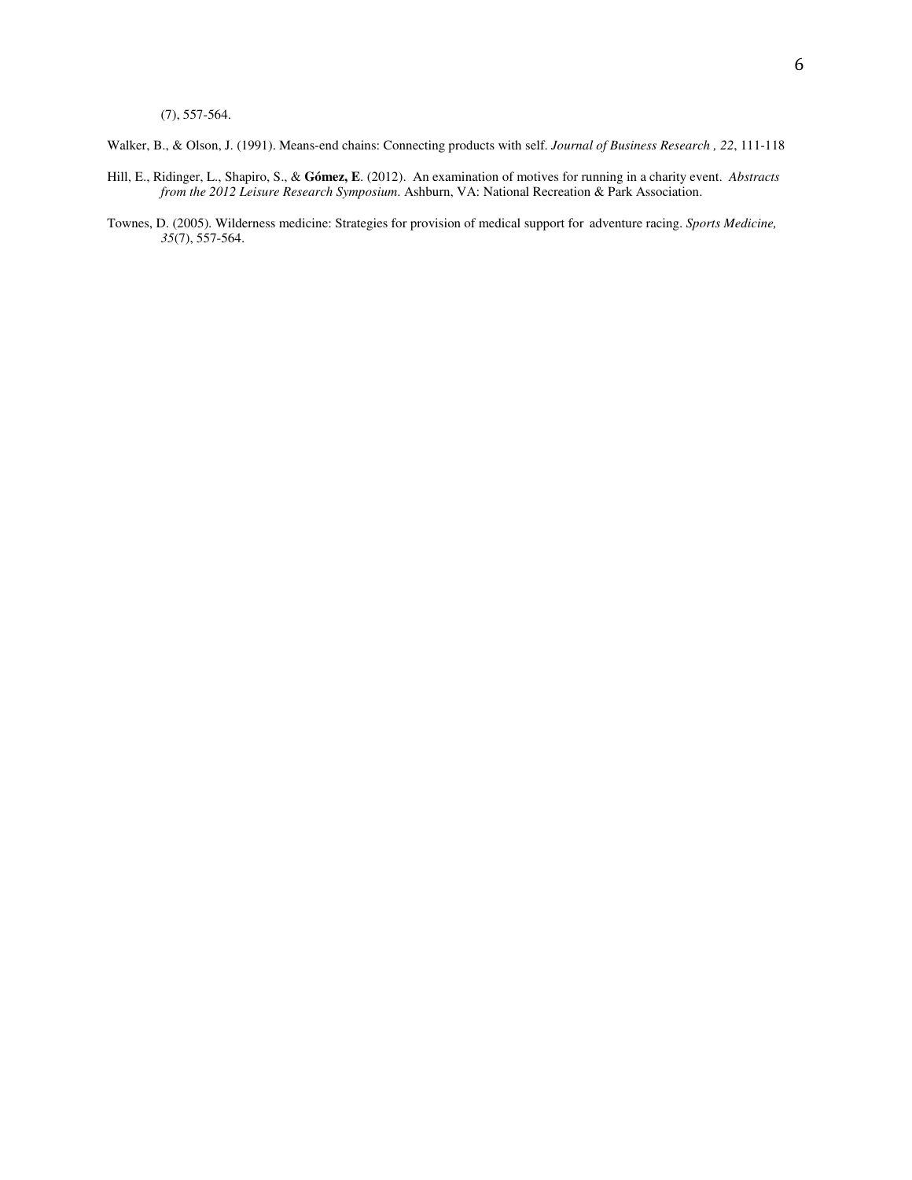(7), 557-564.

Walker, B., & Olson, J. (1991). Means-end chains: Connecting products with self. *Journal of Business Research , 22*, 111-118

Hill, E., Ridinger, L., Shapiro, S., & **Gómez, E**. (2012). An examination of motives for running in a charity event. *Abstracts from the 2012 Leisure Research Symposium*. Ashburn, VA: National Recreation & Park Association.

Townes, D. (2005). Wilderness medicine: Strategies for provision of medical support for adventure racing. *Sports Medicine, 35*(7), 557-564.